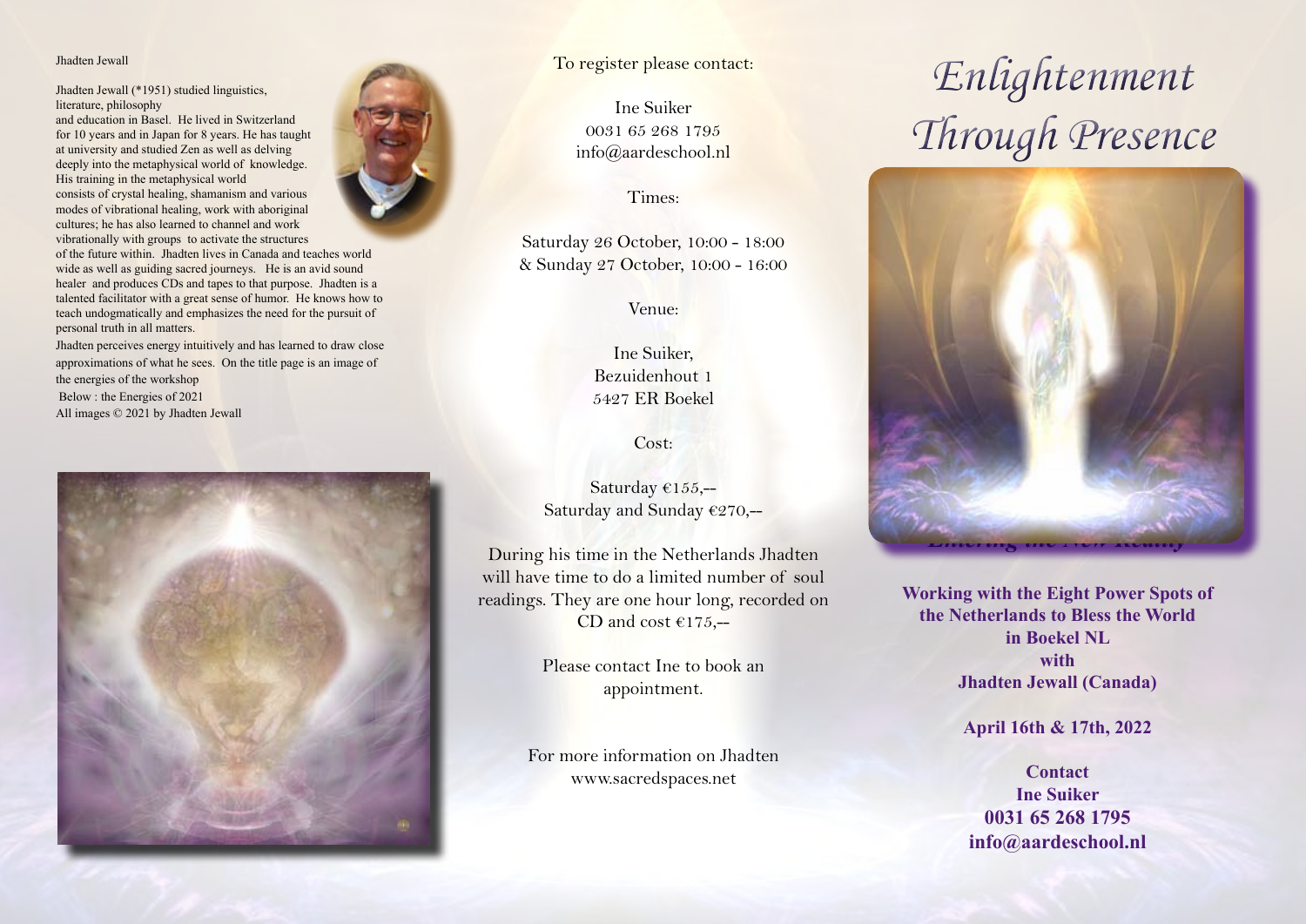Jhadten Jewall

Jhadten Jewall (*1951) studied linguistics, literature, philosophy and education in Basel. He lived in Switzerland for 10 years and in Japan for 8 years. He has taught at university and studied Zen as well as delving deeply into the metaphysical world of knowledge. His training in the metaphysical world consists of crystal healing, shamanism and various modes of vibrational healing, work with aboriginal cultures; he has also learned to channel and work vibrationally with groups to activate the structures of the future within. Jhadten lives in Canada and teaches world wide as well as guiding sacred journeys. He is an avid sound healer and produces CDs and tapes to that purpose. Jhadten is a talented facilitator with a great sense of humor. He knows how to teach undogmatically and emphasizes the need for the pursuit of personal truth in all matters.

Jhadten perceives energy intuitively and has learned to draw close approximations of what he sees. On the title page is an image of the energies of the workshop

Below : the Energies of 2021

All images © 2021 by Jhadten Jewall

To register please contact:

Ine Suiker
0031 65 268 1795
info@aardeschool.nl

Times:

Saturday 26 October, 10:00 - 18:00
& Sunday 27 October, 10:00 - 16:00

Venue:

Ine Suiker,
Bezuidenhout 1
5427 ER Boekel

Cost:

Saturday €155,--
Saturday and Sunday €270,--

During his time in the Netherlands Jhadten will have time to do a limited number of soul readings. They are one hour long, recorded on CD and cost €175,--

Please contact Ine to book an appointment.

For more information on Jhadten
www.sacredspaces.net

# Enlightenment Through Presence

*Entering the New Reality*

**Working with the Eight Power Spots of the Netherlands to Bless the World in Boekel NL with Jhadten Jewall (Canada)**

**April 16th & 17th, 2022**

**Contact**
**Ine Suiker**
**0031 65 268 1795**
**info@aardeschool.nl**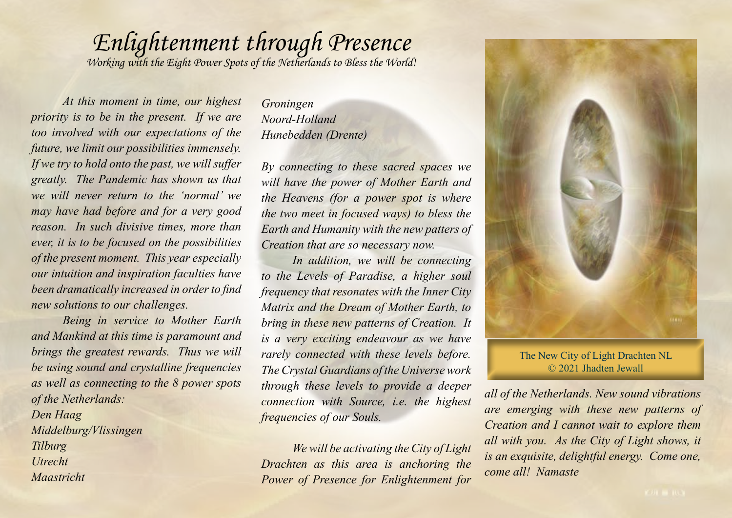# Enlightenment through Presence

*Working with the Eight Power Spots of the Netherlands to Bless the World!*

*At this moment in time, our highest priority is to be in the present. If we are too involved with our expectations of the future, we limit our possibilities immensely. If we try to hold onto the past, we will suffer greatly. The Pandemic has shown us that we will never return to the 'normal' we may have had before and for a very good reason. In such divisive times, more than ever, it is to be focused on the possibilities of the present moment. This year especially our intuition and inspiration faculties have been dramatically increased in order to find new solutions to our challenges.*

*Being in service to Mother Earth and Mankind at this time is paramount and brings the greatest rewards. Thus we will be using sound and crystalline frequencies as well as connecting to the 8 power spots of the Netherlands:*

*Den Haag*
*Middelburg/Vlissingen*
*Tilburg*
*Utrecht*
*Maastricht*
*Groningen*
*Noord-Holland*
*Hunebedden (Drente)*

*By connecting to these sacred spaces we will have the power of Mother Earth and the Heavens (for a power spot is where the two meet in focused ways) to bless the Earth and Humanity with the new patters of Creation that are so necessary now.*

*In addition, we will be connecting to the Levels of Paradise, a higher soul frequency that resonates with the Inner City Matrix and the Dream of Mother Earth, to bring in these new patterns of Creation. It is a very exciting endeavour as we have rarely connected with these levels before. The Crystal Guardians of the Universe work through these levels to provide a deeper connection with Source, i.e. the highest frequencies of our Souls.*

*We will be activating the City of Light Drachten as this area is anchoring the Power of Presence for Enlightenment for all of the Netherlands. New sound vibrations are emerging with these new patterns of Creation and I cannot wait to explore them all with you. As the City of Light shows, it is an exquisite, delightful energy. Come one, come all! Namaste*

The New City of Light Drachten NL
© 2021 Jhadten Jewall